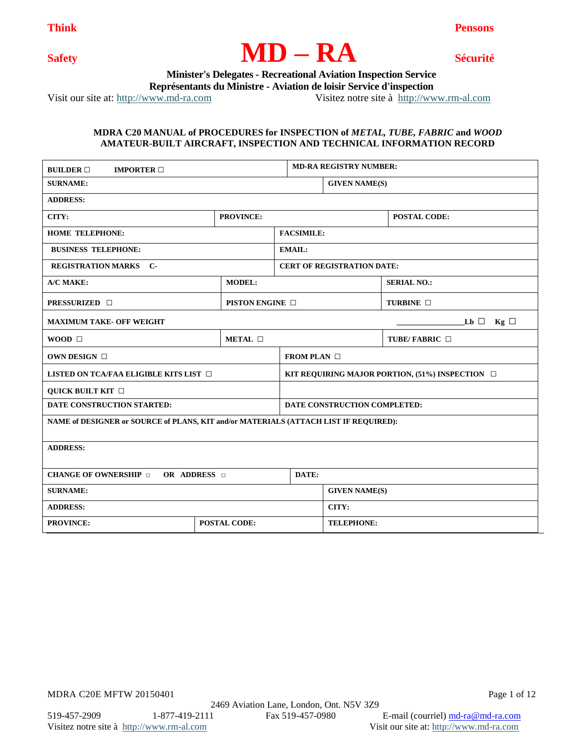**Think** **Safety**

# MD – RA

**Pensons** **Sécurité**

**Minister's Delegates - Recreational Aviation Inspection Service**
**Représentants du Ministre - Aviation de loisir Service d'inspection**

Visit our site at: http://www.md-ra.com Visitez notre site à http://www.rm-al.com

### MDRA C20 MANUAL of PROCEDURES for INSPECTION of *METAL, TUBE, FABRIC* and *WOOD* AMATEUR-BUILT AIRCRAFT, INSPECTION AND TECHNICAL INFORMATION RECORD

| | | |
|---|---|---|
| **BUILDER ☐ IMPORTER ☐** | **MD-RA REGISTRY NUMBER:** | |
| **SURNAME:** | **GIVEN NAME(S)** | |
| **ADDRESS:** | | |
| **CITY:** | **PROVINCE:** | **POSTAL CODE:** |
| **HOME TELEPHONE:** | **FACSIMILE:** | |
| **BUSINESS TELEPHONE:** | **EMAIL:** | |
| **REGISTRATION MARKS C-** | **CERT OF REGISTRATION DATE:** | |
| **A/C MAKE:** | **MODEL:** | **SERIAL NO.:** |
| **PRESSURIZED ☐** | **PISTON ENGINE ☐** | **TURBINE ☐** |
| **MAXIMUM TAKE- OFF WEIGHT** | | **________________Lb ☐ Kg ☐** |
| **WOOD ☐** | **METAL ☐** | **TUBE/ FABRIC ☐** |
| **OWN DESIGN ☐** | **FROM PLAN ☐** | |
| **LISTED ON TCA/FAA ELIGIBLE KITS LIST ☐** | **KIT REQUIRING MAJOR PORTION, (51%) INSPECTION ☐** | |
| **QUICK BUILT KIT ☐** | | |
| **DATE CONSTRUCTION STARTED:** | **DATE CONSTRUCTION COMPLETED:** | |
| **NAME of DESIGNER or SOURCE of PLANS, KIT and/or MATERIALS (ATTACH LIST IF REQUIRED):** | | |
| **ADDRESS:** | | |
| **CHANGE OF OWNERSHIP ☐ OR ADDRESS ☐** | **DATE:** | |
| **SURNAME:** | **GIVEN NAME(S)** | |
| **ADDRESS:** | **CITY:** | |
| **PROVINCE:** | **POSTAL CODE:** | **TELEPHONE:** |

MDRA C20E MFTW 20150401

2469 Aviation Lane, London, Ont. N5V 3Z9
519-457-2909 1-877-419-2111 Fax 519-457-0980 E-mail (courriel) md-ra@md-ra.com
Visitez notre site à http://www.rm-al.com Visit our site at: http://www.md-ra.com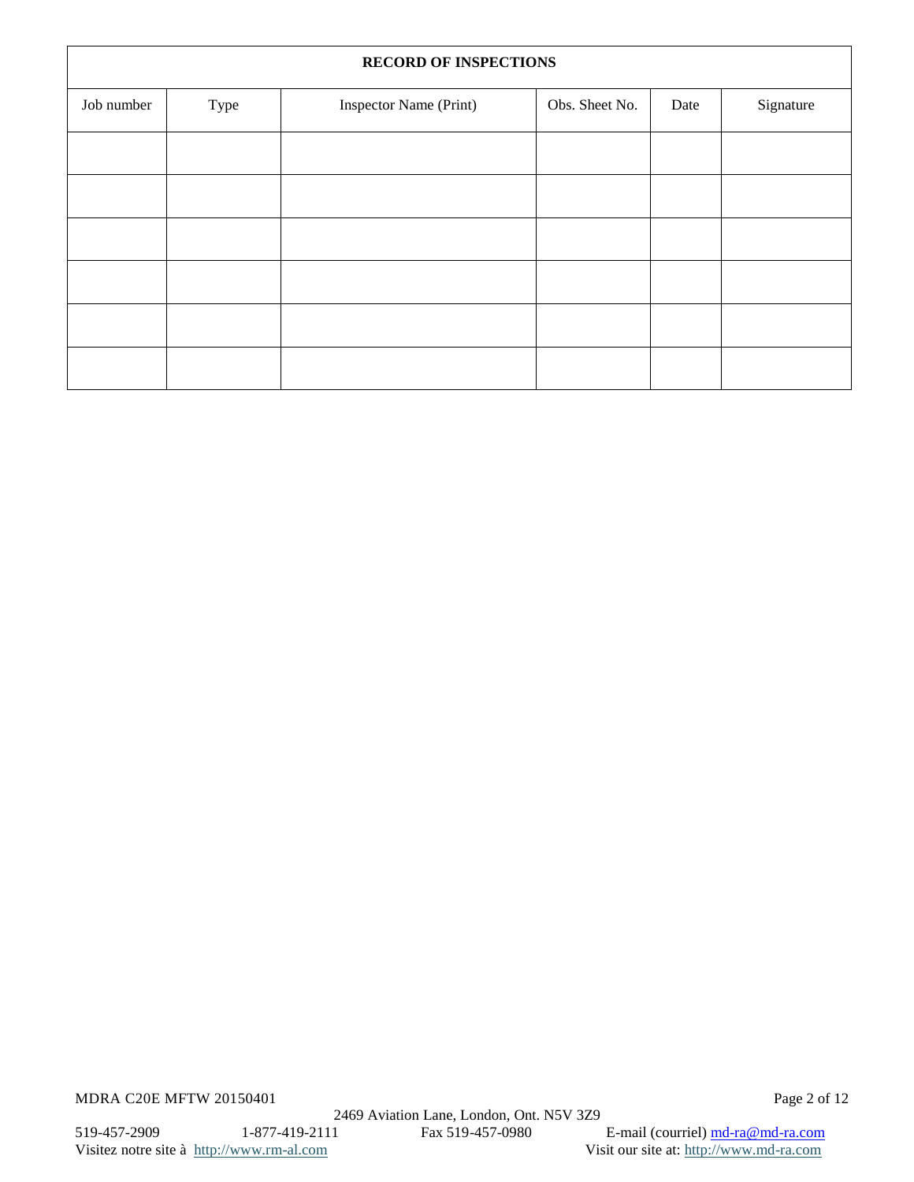| RECORD OF INSPECTIONS | | | | | |
|---|---|---|---|---|---|
| Job number | Type | Inspector Name (Print) | Obs. Sheet No. | Date | Signature |
| | | | | | |
| | | | | | |
| | | | | | |
| | | | | | |
| | | | | | |
| | | | | | |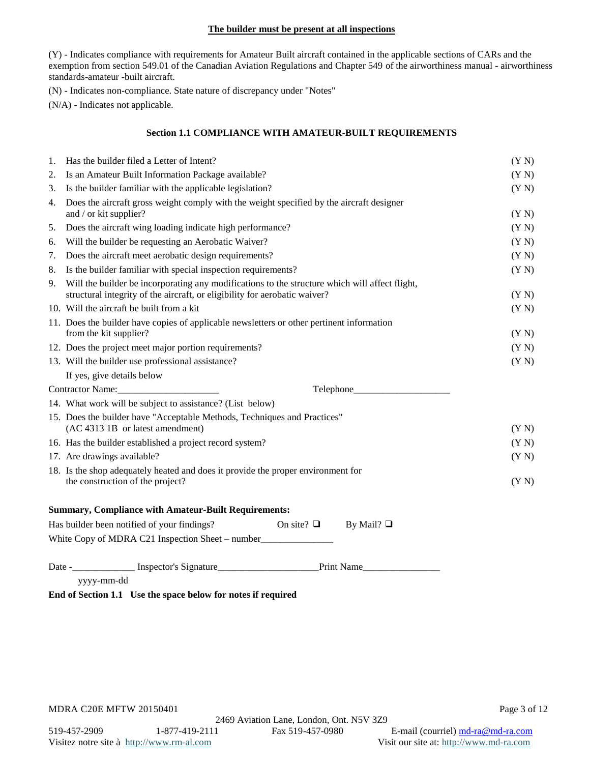**The builder must be present at all inspections**

(Y) - Indicates compliance with requirements for Amateur Built aircraft contained in the applicable sections of CARs and the exemption from section 549.01 of the Canadian Aviation Regulations and Chapter 549 of the airworthiness manual - airworthiness standards-amateur -built aircraft.

(N) - Indicates non-compliance. State nature of discrepancy under "Notes"

(N/A) - Indicates not applicable.

### Section 1.1 COMPLIANCE WITH AMATEUR-BUILT REQUIREMENTS

1. Has the builder filed a Letter of Intent? (Y N)
2. Is an Amateur Built Information Package available? (Y N)
3. Is the builder familiar with the applicable legislation? (Y N)
4. Does the aircraft gross weight comply with the weight specified by the aircraft designer and / or kit supplier? (Y N)
5. Does the aircraft wing loading indicate high performance? (Y N)
6. Will the builder be requesting an Aerobatic Waiver? (Y N)
7. Does the aircraft meet aerobatic design requirements? (Y N)
8. Is the builder familiar with special inspection requirements? (Y N)
9. Will the builder be incorporating any modifications to the structure which will affect flight, structural integrity of the aircraft, or eligibility for aerobatic waiver? (Y N)
10. Will the aircraft be built from a kit (Y N)
11. Does the builder have copies of applicable newsletters or other pertinent information from the kit supplier? (Y N)
12. Does the project meet major portion requirements? (Y N)
13. Will the builder use professional assistance? (Y N)
    If yes, give details below

Contractor Name:____________________ Telephone___________________

14. What work will be subject to assistance? (List below)
15. Does the builder have "Acceptable Methods, Techniques and Practices" (AC 4313 1B or latest amendment) (Y N)
16. Has the builder established a project record system? (Y N)
17. Are drawings available? (Y N)
18. Is the shop adequately heated and does it provide the proper environment for the construction of the project? (Y N)

**Summary, Compliance with Amateur-Built Requirements:**

Has builder been notified of your findings? On site? ❑ By Mail? ❑

White Copy of MDRA C21 Inspection Sheet – number______________

Date -____________ Inspector's Signature____________________ Print Name_______________
yyyy-mm-dd

**End of Section 1.1 Use the space below for notes if required**

MDRA C20E MFTW 20150401

2469 Aviation Lane, London, Ont. N5V 3Z9

519-457-2909 1-877-419-2111 Fax 519-457-0980 E-mail (courriel) md-ra@md-ra.com

Visitez notre site à http://www.rm-al.com Visit our site at: http://www.md-ra.com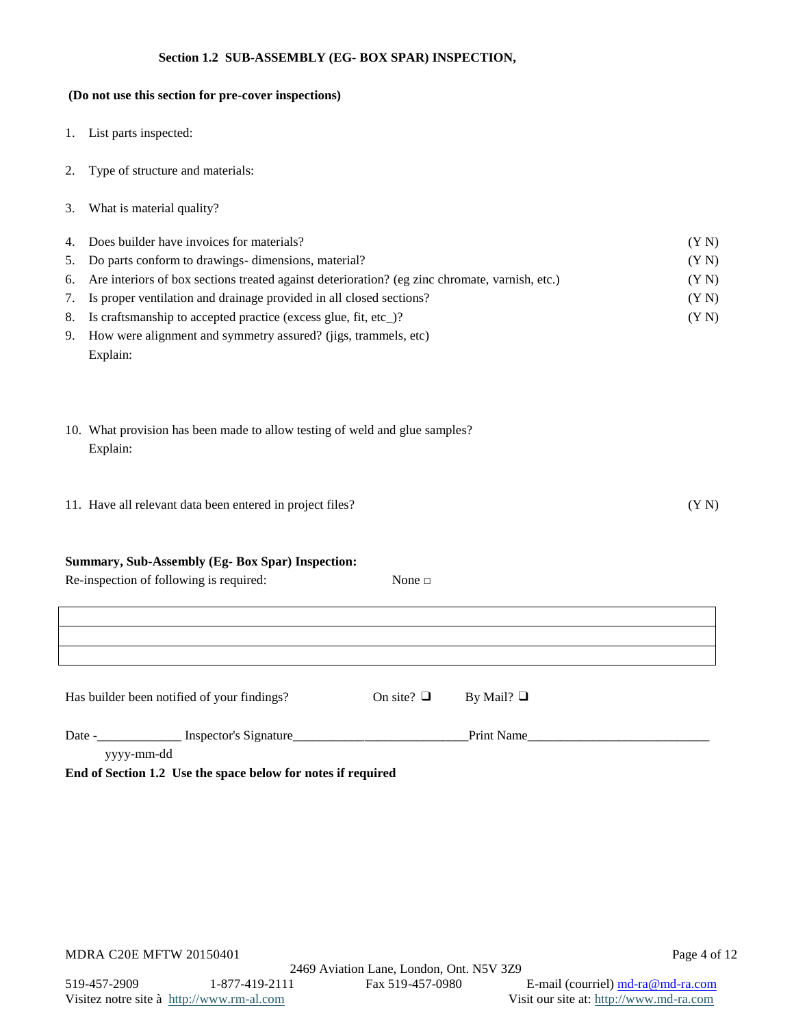**Section 1.2 SUB-ASSEMBLY (EG- BOX SPAR) INSPECTION,**

**(Do not use this section for pre-cover inspections)**

1. List parts inspected:

2. Type of structure and materials:

3. What is material quality?

4. Does builder have invoices for materials? (Y N)
5. Do parts conform to drawings- dimensions, material? (Y N)
6. Are interiors of box sections treated against deterioration? (eg zinc chromate, varnish, etc.) (Y N)
7. Is proper ventilation and drainage provided in all closed sections? (Y N)
8. Is craftsmanship to accepted practice (excess glue, fit, etc_)? (Y N)
9. How were alignment and symmetry assured? (jigs, trammels, etc)
   Explain:

10. What provision has been made to allow testing of weld and glue samples?
    Explain:

11. Have all relevant data been entered in project files? (Y N)

**Summary, Sub-Assembly (Eg- Box Spar) Inspection:**

Re-inspection of following is required: None □

| |
|---|
| |
| |
| |

Has builder been notified of your findings? On site? ❑ By Mail? ❑

Date -_____________ Inspector's Signature___________________________Print Name____________________________
yyyy-mm-dd

**End of Section 1.2 Use the space below for notes if required**

MDRA C20E MFTW 20150401

2469 Aviation Lane, London, Ont. N5V 3Z9

519-457-2909 1-877-419-2111 Fax 519-457-0980 E-mail (courriel) md-ra@md-ra.com

Visitez notre site à http://www.rm-al.com Visit our site at: http://www.md-ra.com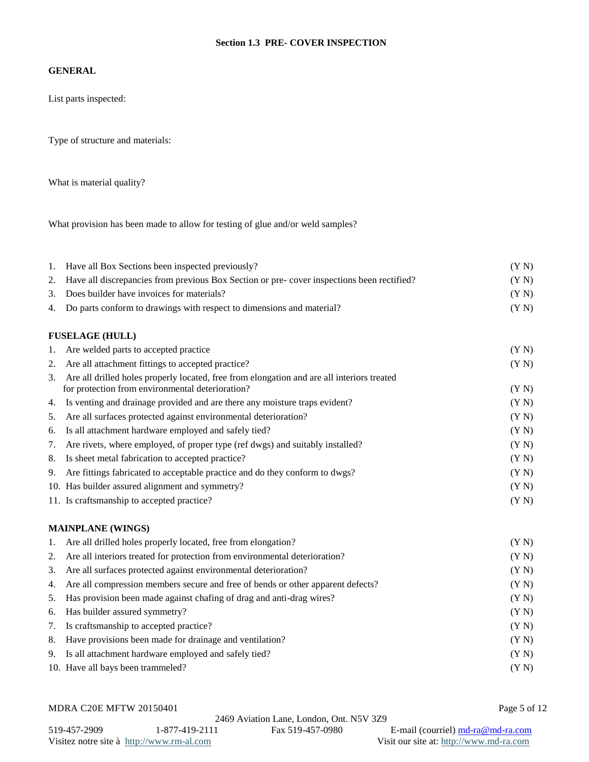## Section 1.3 PRE- COVER INSPECTION

### GENERAL

List parts inspected:

Type of structure and materials:

What is material quality?

What provision has been made to allow for testing of glue and/or weld samples?

1. Have all Box Sections been inspected previously? (Y N)
2. Have all discrepancies from previous Box Section or pre- cover inspections been rectified? (Y N)
3. Does builder have invoices for materials? (Y N)
4. Do parts conform to drawings with respect to dimensions and material? (Y N)

### FUSELAGE (HULL)

1. Are welded parts to accepted practice (Y N)
2. Are all attachment fittings to accepted practice? (Y N)
3. Are all drilled holes properly located, free from elongation and are all interiors treated for protection from environmental deterioration? (Y N)
4. Is venting and drainage provided and are there any moisture traps evident? (Y N)
5. Are all surfaces protected against environmental deterioration? (Y N)
6. Is all attachment hardware employed and safely tied? (Y N)
7. Are rivets, where employed, of proper type (ref dwgs) and suitably installed? (Y N)
8. Is sheet metal fabrication to accepted practice? (Y N)
9. Are fittings fabricated to acceptable practice and do they conform to dwgs? (Y N)
10. Has builder assured alignment and symmetry? (Y N)
11. Is craftsmanship to accepted practice? (Y N)

### MAINPLANE (WINGS)

1. Are all drilled holes properly located, free from elongation? (Y N)
2. Are all interiors treated for protection from environmental deterioration? (Y N)
3. Are all surfaces protected against environmental deterioration? (Y N)
4. Are all compression members secure and free of bends or other apparent defects? (Y N)
5. Has provision been made against chafing of drag and anti-drag wires? (Y N)
6. Has builder assured symmetry? (Y N)
7. Is craftsmanship to accepted practice? (Y N)
8. Have provisions been made for drainage and ventilation? (Y N)
9. Is all attachment hardware employed and safely tied? (Y N)
10. Have all bays been trammeled? (Y N)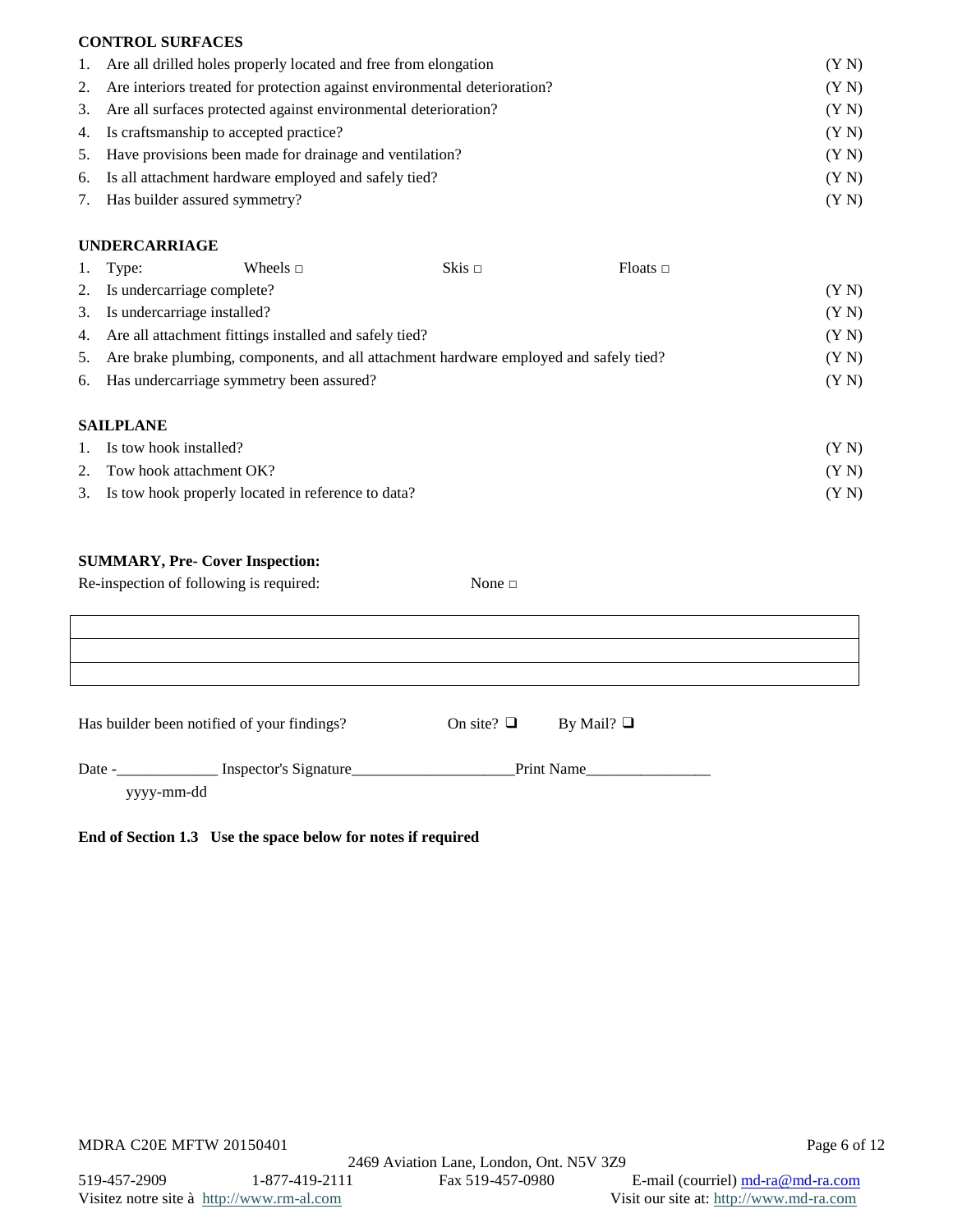**CONTROL SURFACES**

1. Are all drilled holes properly located and free from elongation (Y N)
2. Are interiors treated for protection against environmental deterioration? (Y N)
3. Are all surfaces protected against environmental deterioration? (Y N)
4. Is craftsmanship to accepted practice? (Y N)
5. Have provisions been made for drainage and ventilation? (Y N)
6. Is all attachment hardware employed and safely tied? (Y N)
7. Has builder assured symmetry? (Y N)

**UNDERCARRIAGE**

1. Type: Wheels □ Skis □ Floats □
2. Is undercarriage complete? (Y N)
3. Is undercarriage installed? (Y N)
4. Are all attachment fittings installed and safely tied? (Y N)
5. Are brake plumbing, components, and all attachment hardware employed and safely tied? (Y N)
6. Has undercarriage symmetry been assured? (Y N)

**SAILPLANE**

1. Is tow hook installed? (Y N)
2. Tow hook attachment OK? (Y N)
3. Is tow hook properly located in reference to data? (Y N)

**SUMMARY, Pre- Cover Inspection:**

Re-inspection of following is required: None □

| |
|---|
| |
| |
| |

Has builder been notified of your findings? On site? ❑ By Mail? ❑

Date -_____________ Inspector's Signature____________________Print Name________________
yyyy-mm-dd

**End of Section 1.3 Use the space below for notes if required**

MDRA C20E MFTW 20150401

2469 Aviation Lane, London, Ont. N5V 3Z9

519-457-2909 1-877-419-2111 Fax 519-457-0980 E-mail (courriel) md-ra@md-ra.com

Visitez notre site à http://www.rm-al.com Visit our site at: http://www.md-ra.com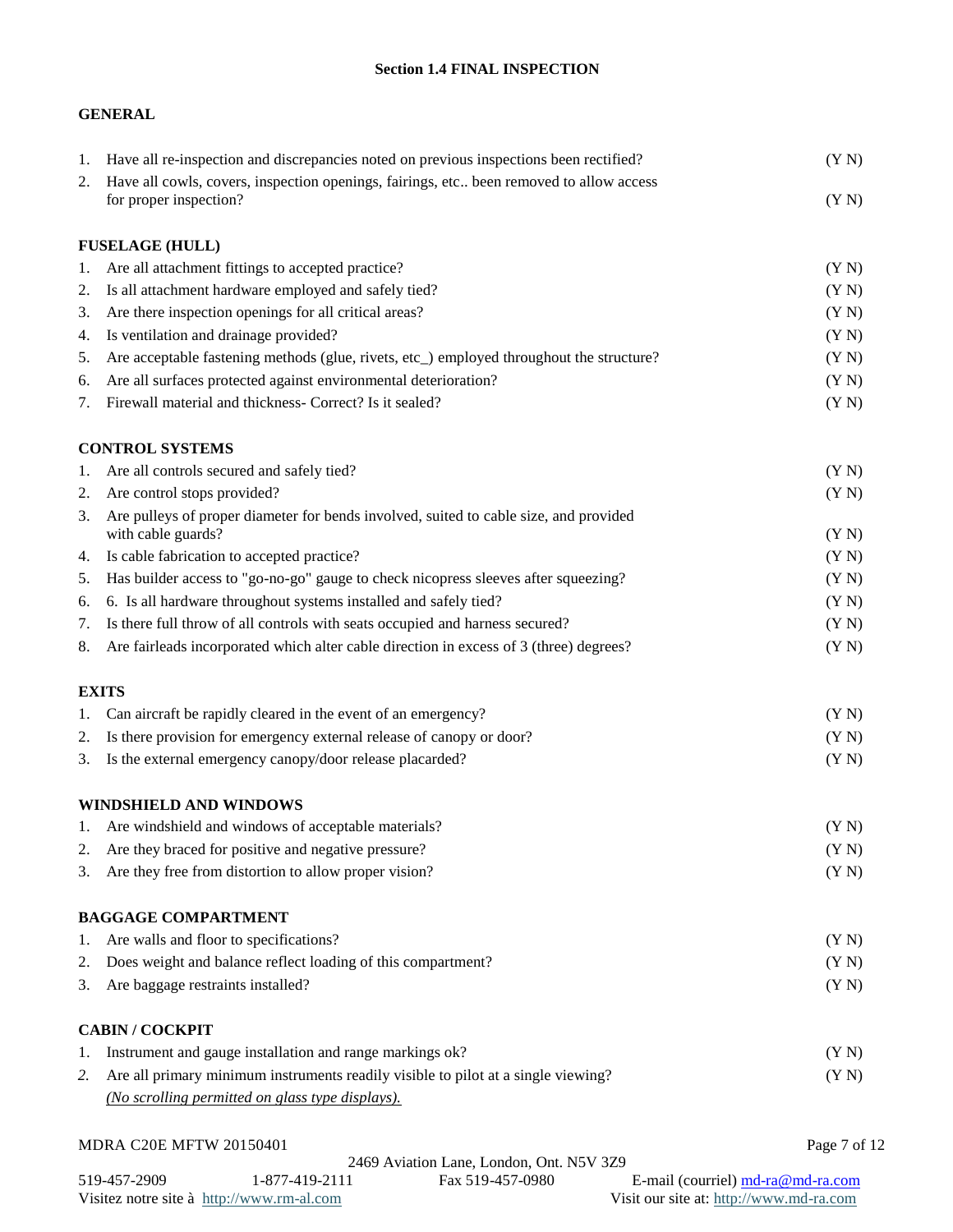## Section 1.4 FINAL INSPECTION

### GENERAL

1. Have all re-inspection and discrepancies noted on previous inspections been rectified? (Y N)
2. Have all cowls, covers, inspection openings, fairings, etc.. been removed to allow access for proper inspection? (Y N)

### FUSELAGE (HULL)

1. Are all attachment fittings to accepted practice? (Y N)
2. Is all attachment hardware employed and safely tied? (Y N)
3. Are there inspection openings for all critical areas? (Y N)
4. Is ventilation and drainage provided? (Y N)
5. Are acceptable fastening methods (glue, rivets, etc_) employed throughout the structure? (Y N)
6. Are all surfaces protected against environmental deterioration? (Y N)
7. Firewall material and thickness- Correct? Is it sealed? (Y N)

### CONTROL SYSTEMS

1. Are all controls secured and safely tied? (Y N)
2. Are control stops provided? (Y N)
3. Are pulleys of proper diameter for bends involved, suited to cable size, and provided with cable guards? (Y N)
4. Is cable fabrication to accepted practice? (Y N)
5. Has builder access to "go-no-go" gauge to check nicopress sleeves after squeezing? (Y N)
6. 6. Is all hardware throughout systems installed and safely tied? (Y N)
7. Is there full throw of all controls with seats occupied and harness secured? (Y N)
8. Are fairleads incorporated which alter cable direction in excess of 3 (three) degrees? (Y N)

### EXITS

1. Can aircraft be rapidly cleared in the event of an emergency? (Y N)
2. Is there provision for emergency external release of canopy or door? (Y N)
3. Is the external emergency canopy/door release placarded? (Y N)

### WINDSHIELD AND WINDOWS

1. Are windshield and windows of acceptable materials? (Y N)
2. Are they braced for positive and negative pressure? (Y N)
3. Are they free from distortion to allow proper vision? (Y N)

### BAGGAGE COMPARTMENT

1. Are walls and floor to specifications? (Y N)
2. Does weight and balance reflect loading of this compartment? (Y N)
3. Are baggage restraints installed? (Y N)

### CABIN / COCKPIT

1. Instrument and gauge installation and range markings ok? (Y N)
2. Are all primary minimum instruments readily visible to pilot at a single viewing? (Y N)
   *(No scrolling permitted on glass type displays).*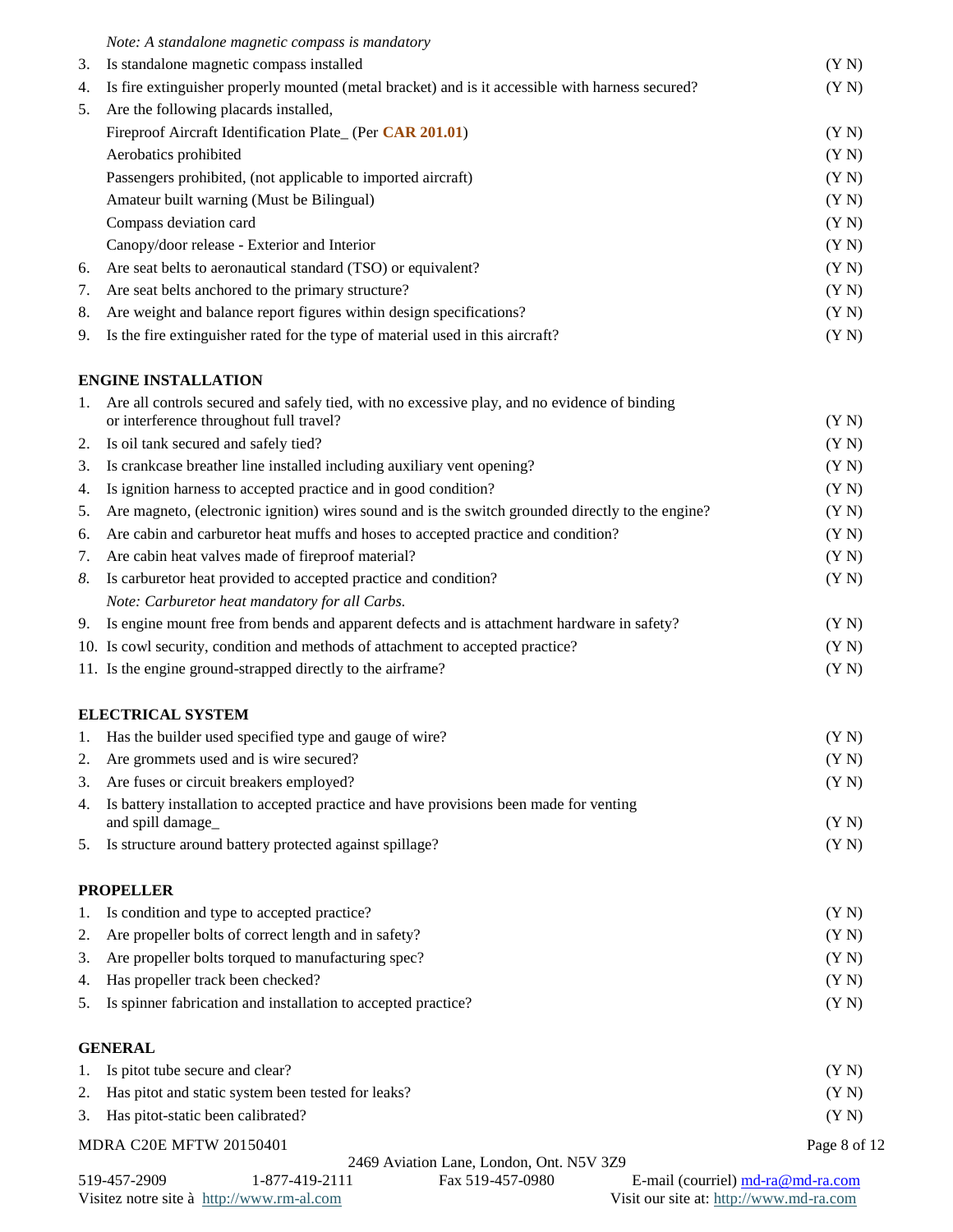*Note: A standalone magnetic compass is mandatory*

3. Is standalone magnetic compass installed (Y N)
4. Is fire extinguisher properly mounted (metal bracket) and is it accessible with harness secured? (Y N)
5. Are the following placards installed,
   - Fireproof Aircraft Identification Plate_ (Per **CAR 201.01**) (Y N)
   - Aerobatics prohibited (Y N)
   - Passengers prohibited, (not applicable to imported aircraft) (Y N)
   - Amateur built warning (Must be Bilingual) (Y N)
   - Compass deviation card (Y N)
   - Canopy/door release - Exterior and Interior (Y N)
6. Are seat belts to aeronautical standard (TSO) or equivalent? (Y N)
7. Are seat belts anchored to the primary structure? (Y N)
8. Are weight and balance report figures within design specifications? (Y N)
9. Is the fire extinguisher rated for the type of material used in this aircraft? (Y N)

**ENGINE INSTALLATION**

1. Are all controls secured and safely tied, with no excessive play, and no evidence of binding or interference throughout full travel? (Y N)
2. Is oil tank secured and safely tied? (Y N)
3. Is crankcase breather line installed including auxiliary vent opening? (Y N)
4. Is ignition harness to accepted practice and in good condition? (Y N)
5. Are magneto, (electronic ignition) wires sound and is the switch grounded directly to the engine? (Y N)
6. Are cabin and carburetor heat muffs and hoses to accepted practice and condition? (Y N)
7. Are cabin heat valves made of fireproof material? (Y N)
8. Is carburetor heat provided to accepted practice and condition? (Y N)
   *Note: Carburetor heat mandatory for all Carbs.*
9. Is engine mount free from bends and apparent defects and is attachment hardware in safety? (Y N)
10. Is cowl security, condition and methods of attachment to accepted practice? (Y N)
11. Is the engine ground-strapped directly to the airframe? (Y N)

**ELECTRICAL SYSTEM**

1. Has the builder used specified type and gauge of wire? (Y N)
2. Are grommets used and is wire secured? (Y N)
3. Are fuses or circuit breakers employed? (Y N)
4. Is battery installation to accepted practice and have provisions been made for venting and spill damage_ (Y N)
5. Is structure around battery protected against spillage? (Y N)

**PROPELLER**

1. Is condition and type to accepted practice? (Y N)
2. Are propeller bolts of correct length and in safety? (Y N)
3. Are propeller bolts torqued to manufacturing spec? (Y N)
4. Has propeller track been checked? (Y N)
5. Is spinner fabrication and installation to accepted practice? (Y N)

**GENERAL**

1. Is pitot tube secure and clear? (Y N)
2. Has pitot and static system been tested for leaks? (Y N)
3. Has pitot-static been calibrated? (Y N)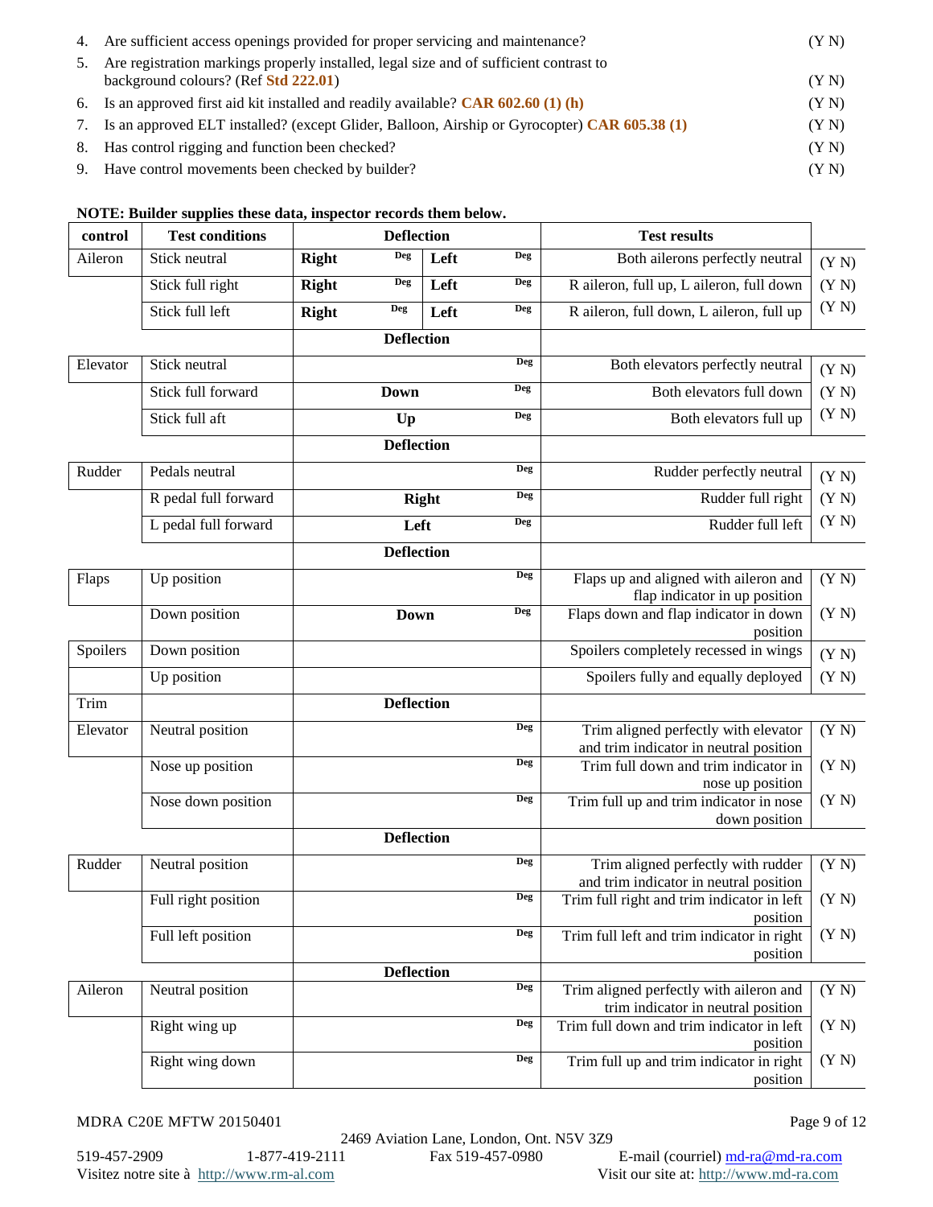4. Are sufficient access openings provided for proper servicing and maintenance? (Y N)
5. Are registration markings properly installed, legal size and of sufficient contrast to background colours? (Ref **Std 222.01**) (Y N)
6. Is an approved first aid kit installed and readily available? **CAR 602.60 (1) (h)** (Y N)
7. Is an approved ELT installed? (except Glider, Balloon, Airship or Gyrocopter) **CAR 605.38 (1)** (Y N)
8. Has control rigging and function been checked? (Y N)
9. Have control movements been checked by builder? (Y N)

**NOTE: Builder supplies these data, inspector records them below.**

| control | Test conditions | Deflection | | Test results | |
|---|---|---|---|---|---|
| Aileron | Stick neutral | **Right** Deg | **Left** Deg | Both ailerons perfectly neutral | (Y N) |
| | Stick full right | **Right** Deg | **Left** Deg | R aileron, full up, L aileron, full down | (Y N) |
| | Stick full left | **Right** Deg | **Left** Deg | R aileron, full down, L aileron, full up | (Y N) |
| | | **Deflection** | | | |
| Elevator | Stick neutral | Deg | | Both elevators perfectly neutral | (Y N) |
| | Stick full forward | **Down** Deg | | Both elevators full down | (Y N) |
| | Stick full aft | **Up** Deg | | Both elevators full up | (Y N) |
| | | **Deflection** | | | |
| Rudder | Pedals neutral | Deg | | Rudder perfectly neutral | (Y N) |
| | R pedal full forward | **Right** Deg | | Rudder full right | (Y N) |
| | L pedal full forward | **Left** Deg | | Rudder full left | (Y N) |
| | | **Deflection** | | | |
| Flaps | Up position | Deg | | Flaps up and aligned with aileron and flap indicator in up position | (Y N) |
| | Down position | **Down** Deg | | Flaps down and flap indicator in down position | (Y N) |
| Spoilers | Down position | | | Spoilers completely recessed in wings | (Y N) |
| | Up position | | | Spoilers fully and equally deployed | (Y N) |
| Trim | | **Deflection** | | | |
| Elevator | Neutral position | Deg | | Trim aligned perfectly with elevator and trim indicator in neutral position | (Y N) |
| | Nose up position | Deg | | Trim full down and trim indicator in nose up position | (Y N) |
| | Nose down position | Deg | | Trim full up and trim indicator in nose down position | (Y N) |
| | | **Deflection** | | | |
| Rudder | Neutral position | Deg | | Trim aligned perfectly with rudder and trim indicator in neutral position | (Y N) |
| | Full right position | Deg | | Trim full right and trim indicator in left position | (Y N) |
| | Full left position | Deg | | Trim full left and trim indicator in right position | (Y N) |
| | | **Deflection** | | | |
| Aileron | Neutral position | Deg | | Trim aligned perfectly with aileron and trim indicator in neutral position | (Y N) |
| | Right wing up | Deg | | Trim full down and trim indicator in left position | (Y N) |
| | Right wing down | Deg | | Trim full up and trim indicator in right position | (Y N) |

MDRA C20E MFTW 20150401

2469 Aviation Lane, London, Ont. N5V 3Z9
519-457-2909 1-877-419-2111 Fax 519-457-0980 E-mail (courriel) md-ra@md-ra.com
Visitez notre site à http://www.rm-al.com Visit our site at: http://www.md-ra.com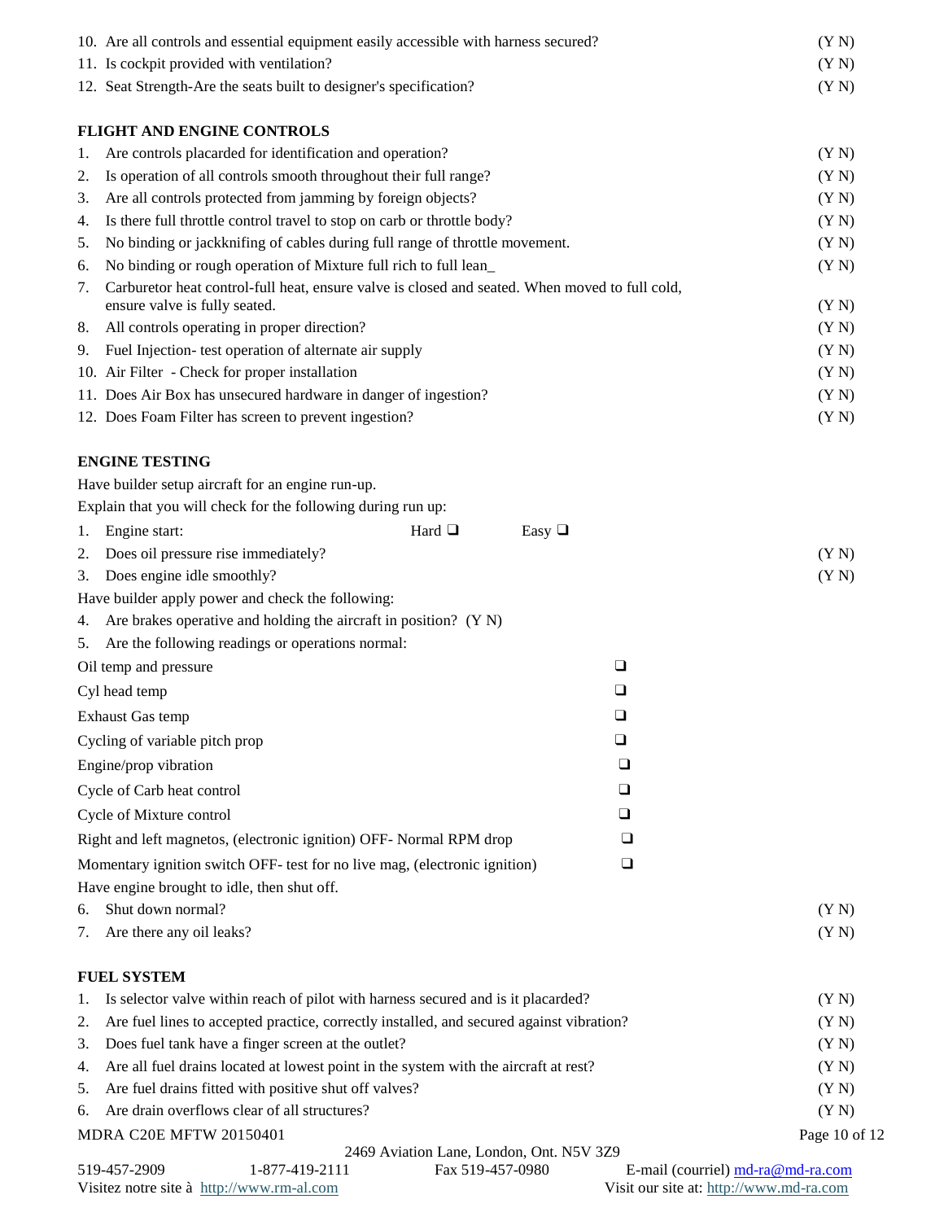10. Are all controls and essential equipment easily accessible with harness secured? (Y N)
11. Is cockpit provided with ventilation? (Y N)
12. Seat Strength-Are the seats built to designer's specification? (Y N)

### FLIGHT AND ENGINE CONTROLS

1. Are controls placarded for identification and operation? (Y N)
2. Is operation of all controls smooth throughout their full range? (Y N)
3. Are all controls protected from jamming by foreign objects? (Y N)
4. Is there full throttle control travel to stop on carb or throttle body? (Y N)
5. No binding or jackknifing of cables during full range of throttle movement. (Y N)
6. No binding or rough operation of Mixture full rich to full lean_ (Y N)
7. Carburetor heat control-full heat, ensure valve is closed and seated. When moved to full cold, ensure valve is fully seated. (Y N)
8. All controls operating in proper direction? (Y N)
9. Fuel Injection- test operation of alternate air supply (Y N)
10. Air Filter - Check for proper installation (Y N)
11. Does Air Box has unsecured hardware in danger of ingestion? (Y N)
12. Does Foam Filter has screen to prevent ingestion? (Y N)

### ENGINE TESTING

Have builder setup aircraft for an engine run-up.

Explain that you will check for the following during run up:

1. Engine start: Hard ❑ Easy ❑
2. Does oil pressure rise immediately? (Y N)
3. Does engine idle smoothly? (Y N)

Have builder apply power and check the following:

4. Are brakes operative and holding the aircraft in position? (Y N)
5. Are the following readings or operations normal:

Oil temp and pressure ❑

Cyl head temp ❑

Exhaust Gas temp ❑

Cycling of variable pitch prop ❑

Engine/prop vibration ❑

Cycle of Carb heat control ❑

Cycle of Mixture control ❑

Right and left magnetos, (electronic ignition) OFF- Normal RPM drop ❑

Momentary ignition switch OFF- test for no live mag, (electronic ignition) ❑

Have engine brought to idle, then shut off.

6. Shut down normal? (Y N)
7. Are there any oil leaks? (Y N)

### FUEL SYSTEM

1. Is selector valve within reach of pilot with harness secured and is it placarded? (Y N)
2. Are fuel lines to accepted practice, correctly installed, and secured against vibration? (Y N)
3. Does fuel tank have a finger screen at the outlet? (Y N)
4. Are all fuel drains located at lowest point in the system with the aircraft at rest? (Y N)
5. Are fuel drains fitted with positive shut off valves? (Y N)
6. Are drain overflows clear of all structures? (Y N)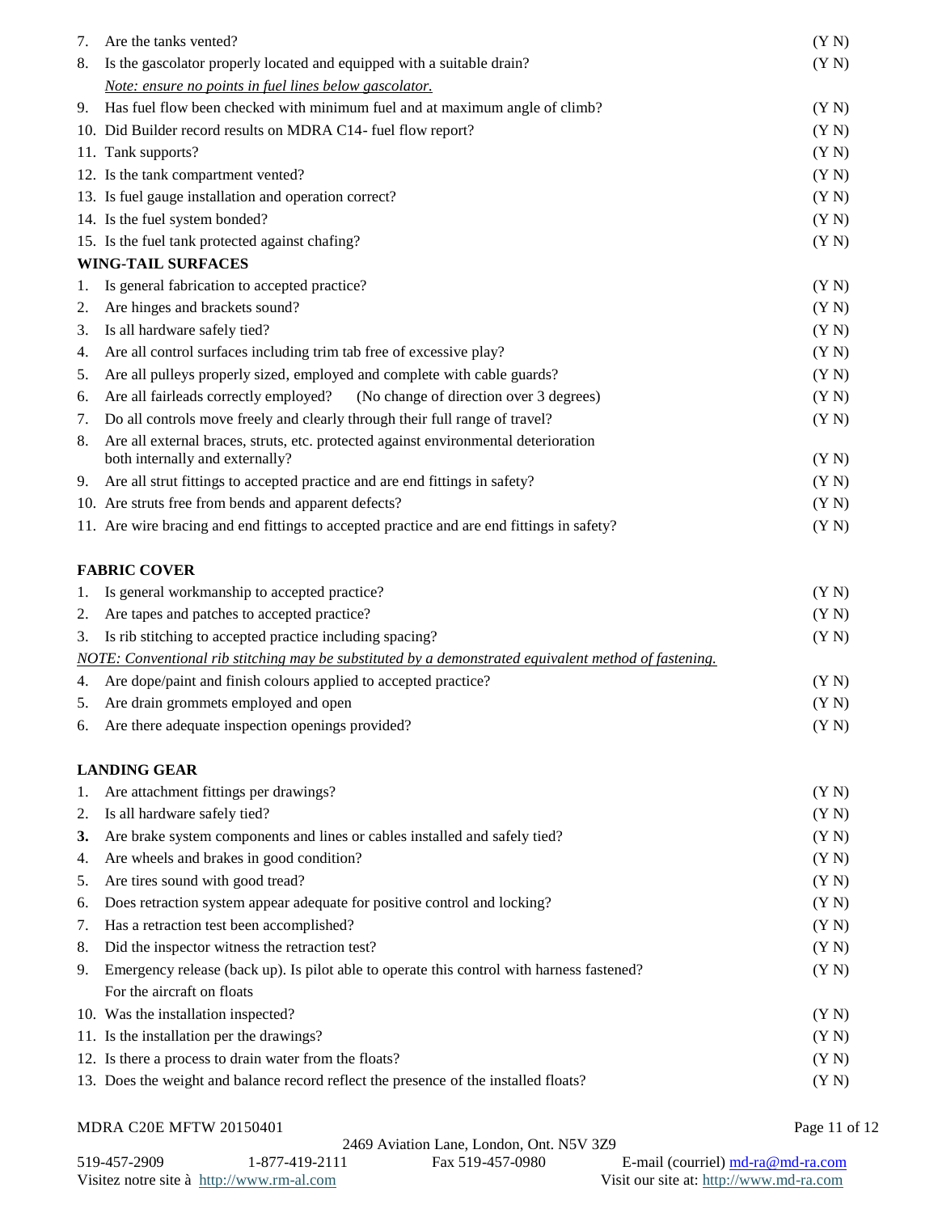7. Are the tanks vented? (Y N)
8. Is the gascolator properly located and equipped with a suitable drain? (Y N)
   *Note: ensure no points in fuel lines below gascolator.*
9. Has fuel flow been checked with minimum fuel and at maximum angle of climb? (Y N)
10. Did Builder record results on MDRA C14- fuel flow report? (Y N)
11. Tank supports? (Y N)
12. Is the tank compartment vented? (Y N)
13. Is fuel gauge installation and operation correct? (Y N)
14. Is the fuel system bonded? (Y N)
15. Is the fuel tank protected against chafing? (Y N)

**WING-TAIL SURFACES**

1. Is general fabrication to accepted practice? (Y N)
2. Are hinges and brackets sound? (Y N)
3. Is all hardware safely tied? (Y N)
4. Are all control surfaces including trim tab free of excessive play? (Y N)
5. Are all pulleys properly sized, employed and complete with cable guards? (Y N)
6. Are all fairleads correctly employed? (No change of direction over 3 degrees) (Y N)
7. Do all controls move freely and clearly through their full range of travel? (Y N)
8. Are all external braces, struts, etc. protected against environmental deterioration both internally and externally? (Y N)
9. Are all strut fittings to accepted practice and are end fittings in safety? (Y N)
10. Are struts free from bends and apparent defects? (Y N)
11. Are wire bracing and end fittings to accepted practice and are end fittings in safety? (Y N)

**FABRIC COVER**

1. Is general workmanship to accepted practice? (Y N)
2. Are tapes and patches to accepted practice? (Y N)
3. Is rib stitching to accepted practice including spacing? (Y N)

*NOTE: Conventional rib stitching may be substituted by a demonstrated equivalent method of fastening.*

4. Are dope/paint and finish colours applied to accepted practice? (Y N)
5. Are drain grommets employed and open (Y N)
6. Are there adequate inspection openings provided? (Y N)

**LANDING GEAR**

1. Are attachment fittings per drawings? (Y N)
2. Is all hardware safely tied? (Y N)
3. Are brake system components and lines or cables installed and safely tied? (Y N)
4. Are wheels and brakes in good condition? (Y N)
5. Are tires sound with good tread? (Y N)
6. Does retraction system appear adequate for positive control and locking? (Y N)
7. Has a retraction test been accomplished? (Y N)
8. Did the inspector witness the retraction test? (Y N)
9. Emergency release (back up). Is pilot able to operate this control with harness fastened? (Y N)
   For the aircraft on floats
10. Was the installation inspected? (Y N)
11. Is the installation per the drawings? (Y N)
12. Is there a process to drain water from the floats? (Y N)
13. Does the weight and balance record reflect the presence of the installed floats? (Y N)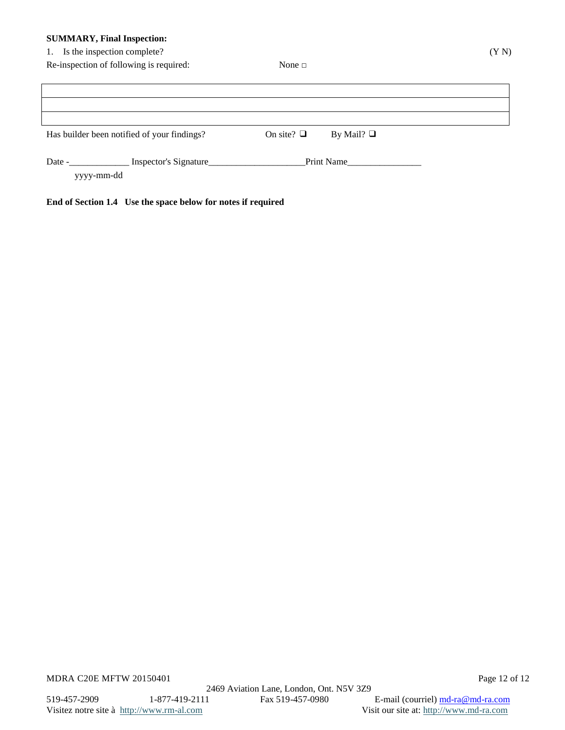**SUMMARY, Final Inspection:**

1. Is the inspection complete? (Y N)

Re-inspection of following is required: None □

| |
|---|
| |
| |
| |

Has builder been notified of your findings? On site? ❑ By Mail? ❑

Date -_____________ Inspector's Signature_____________________Print Name________________
yyyy-mm-dd

**End of Section 1.4 Use the space below for notes if required**

MDRA C20E MFTW 20150401

2469 Aviation Lane, London, Ont. N5V 3Z9

519-457-2909 1-877-419-2111 Fax 519-457-0980 E-mail (courriel) md-ra@md-ra.com

Visitez notre site à http://www.rm-al.com Visit our site at: http://www.md-ra.com